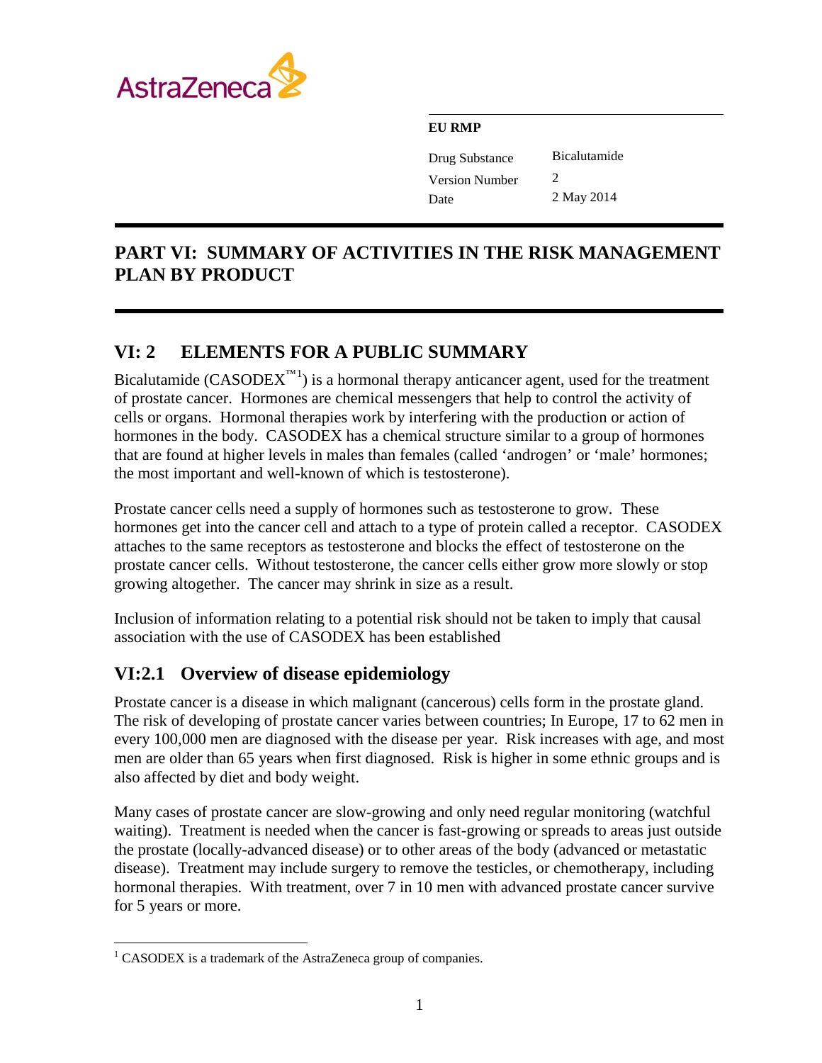AstraZeneca

**EU RMP**

| | |
|---|---|
| Drug Substance | Bicalutamide |
| Version Number | 2 |
| Date | 2 May 2014 |

# PART VI: SUMMARY OF ACTIVITIES IN THE RISK MANAGEMENT PLAN BY PRODUCT

## VI: 2 ELEMENTS FOR A PUBLIC SUMMARY

Bicalutamide (CASODEX™[1]) is a hormonal therapy anticancer agent, used for the treatment of prostate cancer. Hormones are chemical messengers that help to control the activity of cells or organs. Hormonal therapies work by interfering with the production or action of hormones in the body. CASODEX has a chemical structure similar to a group of hormones that are found at higher levels in males than females (called 'androgen' or 'male' hormones; the most important and well-known of which is testosterone).

Prostate cancer cells need a supply of hormones such as testosterone to grow. These hormones get into the cancer cell and attach to a type of protein called a receptor. CASODEX attaches to the same receptors as testosterone and blocks the effect of testosterone on the prostate cancer cells. Without testosterone, the cancer cells either grow more slowly or stop growing altogether. The cancer may shrink in size as a result.

Inclusion of information relating to a potential risk should not be taken to imply that causal association with the use of CASODEX has been established

### VI:2.1 Overview of disease epidemiology

Prostate cancer is a disease in which malignant (cancerous) cells form in the prostate gland. The risk of developing of prostate cancer varies between countries; In Europe, 17 to 62 men in every 100,000 men are diagnosed with the disease per year. Risk increases with age, and most men are older than 65 years when first diagnosed. Risk is higher in some ethnic groups and is also affected by diet and body weight.

Many cases of prostate cancer are slow-growing and only need regular monitoring (watchful waiting). Treatment is needed when the cancer is fast-growing or spreads to areas just outside the prostate (locally-advanced disease) or to other areas of the body (advanced or metastatic disease). Treatment may include surgery to remove the testicles, or chemotherapy, including hormonal therapies. With treatment, over 7 in 10 men with advanced prostate cancer survive for 5 years or more.

[1] CASODEX is a trademark of the AstraZeneca group of companies.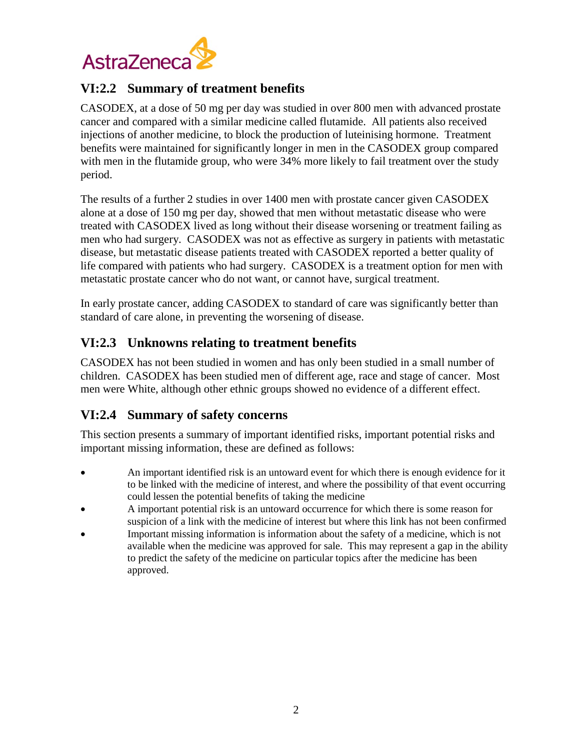## VI:2.2 Summary of treatment benefits

CASODEX, at a dose of 50 mg per day was studied in over 800 men with advanced prostate cancer and compared with a similar medicine called flutamide. All patients also received injections of another medicine, to block the production of luteinising hormone. Treatment benefits were maintained for significantly longer in men in the CASODEX group compared with men in the flutamide group, who were 34% more likely to fail treatment over the study period.

The results of a further 2 studies in over 1400 men with prostate cancer given CASODEX alone at a dose of 150 mg per day, showed that men without metastatic disease who were treated with CASODEX lived as long without their disease worsening or treatment failing as men who had surgery. CASODEX was not as effective as surgery in patients with metastatic disease, but metastatic disease patients treated with CASODEX reported a better quality of life compared with patients who had surgery. CASODEX is a treatment option for men with metastatic prostate cancer who do not want, or cannot have, surgical treatment.

In early prostate cancer, adding CASODEX to standard of care was significantly better than standard of care alone, in preventing the worsening of disease.

## VI:2.3 Unknowns relating to treatment benefits

CASODEX has not been studied in women and has only been studied in a small number of children. CASODEX has been studied men of different age, race and stage of cancer. Most men were White, although other ethnic groups showed no evidence of a different effect.

## VI:2.4 Summary of safety concerns

This section presents a summary of important identified risks, important potential risks and important missing information, these are defined as follows:

- An important identified risk is an untoward event for which there is enough evidence for it to be linked with the medicine of interest, and where the possibility of that event occurring could lessen the potential benefits of taking the medicine
- A important potential risk is an untoward occurrence for which there is some reason for suspicion of a link with the medicine of interest but where this link has not been confirmed
- Important missing information is information about the safety of a medicine, which is not available when the medicine was approved for sale. This may represent a gap in the ability to predict the safety of the medicine on particular topics after the medicine has been approved.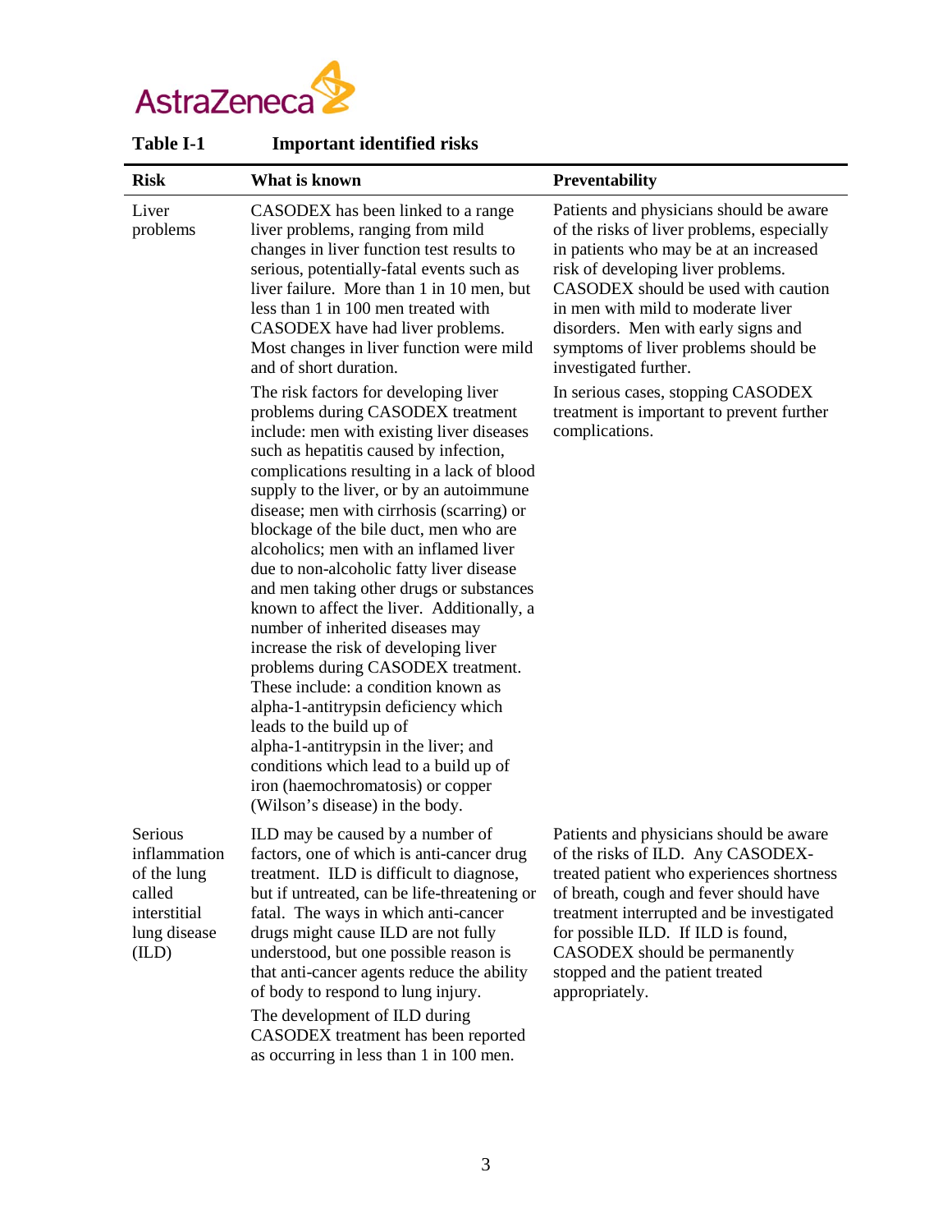**Table I-1 Important identified risks**

| Risk | What is known | Preventability |
|---|---|---|
| Liver problems | CASODEX has been linked to a range liver problems, ranging from mild changes in liver function test results to serious, potentially-fatal events such as liver failure. More than 1 in 10 men, but less than 1 in 100 men treated with CASODEX have had liver problems. Most changes in liver function were mild and of short duration.<br><br>The risk factors for developing liver problems during CASODEX treatment include: men with existing liver diseases such as hepatitis caused by infection, complications resulting in a lack of blood supply to the liver, or by an autoimmune disease; men with cirrhosis (scarring) or blockage of the bile duct, men who are alcoholics; men with an inflamed liver due to non-alcoholic fatty liver disease and men taking other drugs or substances known to affect the liver. Additionally, a number of inherited diseases may increase the risk of developing liver problems during CASODEX treatment. These include: a condition known as alpha-1-antitrypsin deficiency which leads to the build up of alpha-1-antitrypsin in the liver; and conditions which lead to a build up of iron (haemochromatosis) or copper (Wilson's disease) in the body. | Patients and physicians should be aware of the risks of liver problems, especially in patients who may be at an increased risk of developing liver problems. CASODEX should be used with caution in men with mild to moderate liver disorders. Men with early signs and symptoms of liver problems should be investigated further.<br><br>In serious cases, stopping CASODEX treatment is important to prevent further complications. |
| Serious inflammation of the lung called interstitial lung disease (ILD) | ILD may be caused by a number of factors, one of which is anti-cancer drug treatment. ILD is difficult to diagnose, but if untreated, can be life-threatening or fatal. The ways in which anti-cancer drugs might cause ILD are not fully understood, but one possible reason is that anti-cancer agents reduce the ability of body to respond to lung injury.<br><br>The development of ILD during CASODEX treatment has been reported as occurring in less than 1 in 100 men. | Patients and physicians should be aware of the risks of ILD. Any CASODEX-treated patient who experiences shortness of breath, cough and fever should have treatment interrupted and be investigated for possible ILD. If ILD is found, CASODEX should be permanently stopped and the patient treated appropriately. |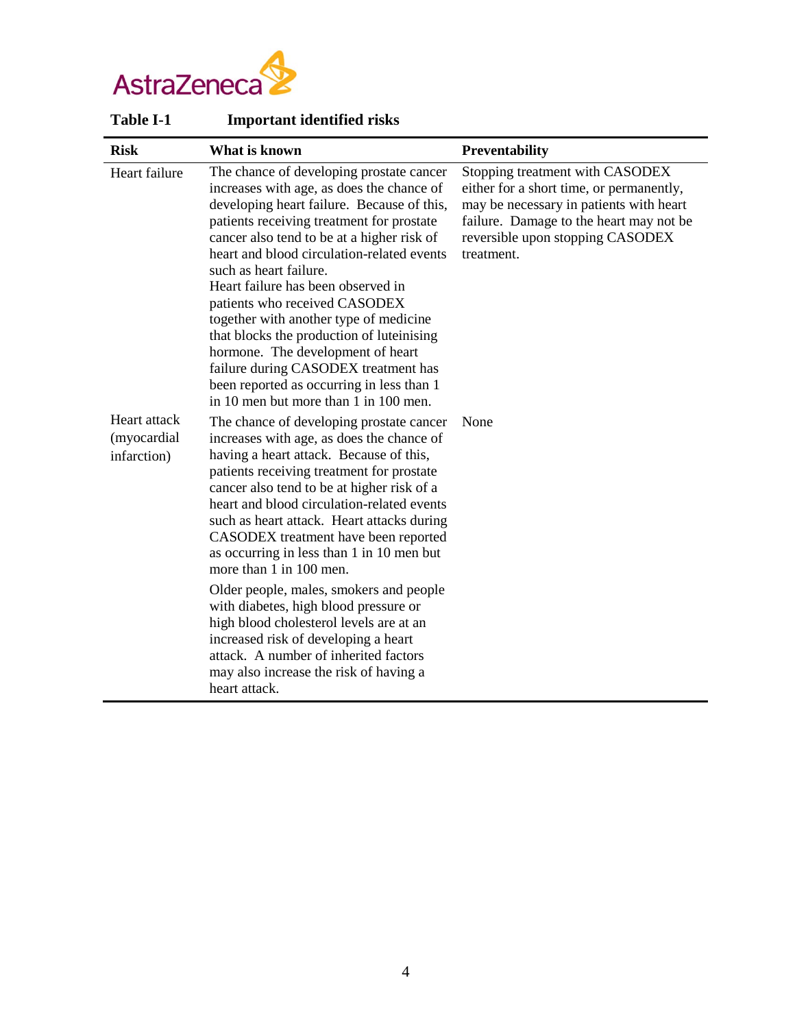**Table I-1 Important identified risks**

| Risk | What is known | Preventability |
|---|---|---|
| Heart failure | The chance of developing prostate cancer increases with age, as does the chance of developing heart failure. Because of this, patients receiving treatment for prostate cancer also tend to be at a higher risk of heart and blood circulation-related events such as heart failure.<br>Heart failure has been observed in patients who received CASODEX together with another type of medicine that blocks the production of luteinising hormone. The development of heart failure during CASODEX treatment has been reported as occurring in less than 1 in 10 men but more than 1 in 100 men. | Stopping treatment with CASODEX either for a short time, or permanently, may be necessary in patients with heart failure. Damage to the heart may not be reversible upon stopping CASODEX treatment. |
| Heart attack (myocardial infarction) | The chance of developing prostate cancer increases with age, as does the chance of having a heart attack. Because of this, patients receiving treatment for prostate cancer also tend to be at higher risk of a heart and blood circulation-related events such as heart attack. Heart attacks during CASODEX treatment have been reported as occurring in less than 1 in 10 men but more than 1 in 100 men.<br><br>Older people, males, smokers and people with diabetes, high blood pressure or high blood cholesterol levels are at an increased risk of developing a heart attack. A number of inherited factors may also increase the risk of having a heart attack. | None |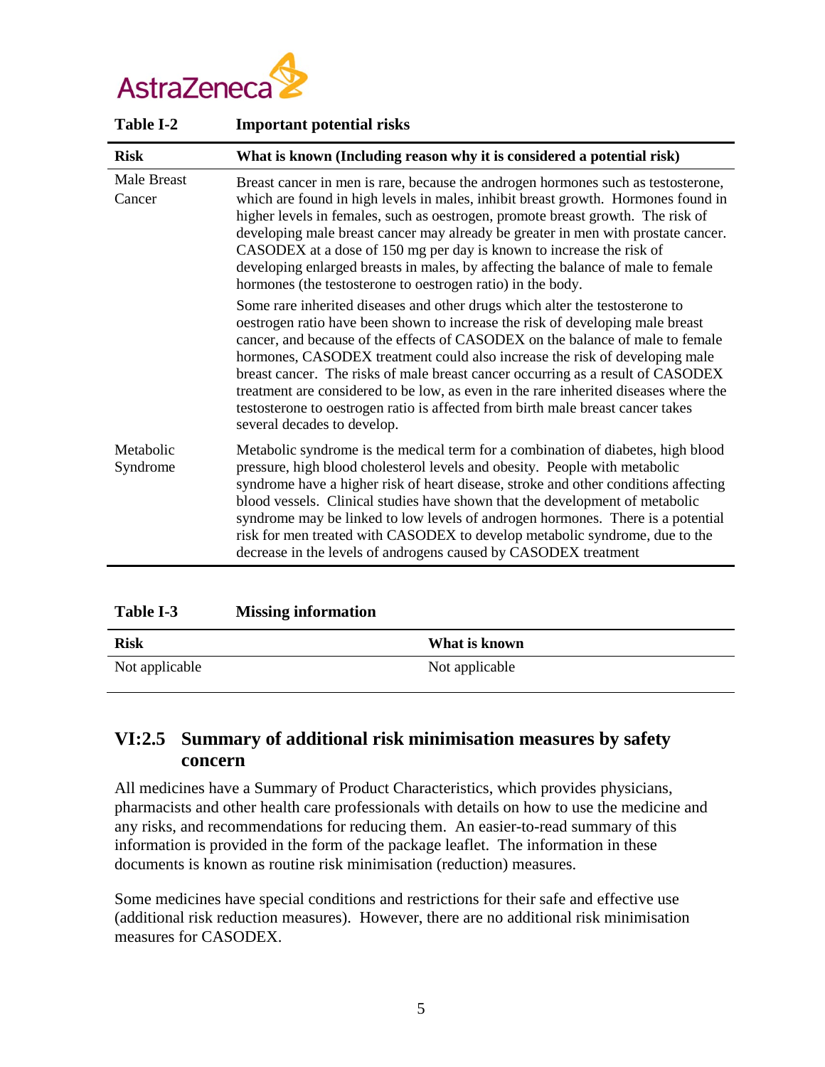**Table I-2 Important potential risks**

| Risk | What is known (Including reason why it is considered a potential risk) |
| --- | --- |
| Male Breast Cancer | Breast cancer in men is rare, because the androgen hormones such as testosterone, which are found in high levels in males, inhibit breast growth. Hormones found in higher levels in females, such as oestrogen, promote breast growth. The risk of developing male breast cancer may already be greater in men with prostate cancer. CASODEX at a dose of 150 mg per day is known to increase the risk of developing enlarged breasts in males, by affecting the balance of male to female hormones (the testosterone to oestrogen ratio) in the body.<br><br>Some rare inherited diseases and other drugs which alter the testosterone to oestrogen ratio have been shown to increase the risk of developing male breast cancer, and because of the effects of CASODEX on the balance of male to female hormones, CASODEX treatment could also increase the risk of developing male breast cancer. The risks of male breast cancer occurring as a result of CASODEX treatment are considered to be low, as even in the rare inherited diseases where the testosterone to oestrogen ratio is affected from birth male breast cancer takes several decades to develop. |
| Metabolic Syndrome | Metabolic syndrome is the medical term for a combination of diabetes, high blood pressure, high blood cholesterol levels and obesity. People with metabolic syndrome have a higher risk of heart disease, stroke and other conditions affecting blood vessels. Clinical studies have shown that the development of metabolic syndrome may be linked to low levels of androgen hormones. There is a potential risk for men treated with CASODEX to develop metabolic syndrome, due to the decrease in the levels of androgens caused by CASODEX treatment |

**Table I-3 Missing information**

| Risk | What is known |
| --- | --- |
| Not applicable | Not applicable |

## VI:2.5 Summary of additional risk minimisation measures by safety concern

All medicines have a Summary of Product Characteristics, which provides physicians, pharmacists and other health care professionals with details on how to use the medicine and any risks, and recommendations for reducing them. An easier-to-read summary of this information is provided in the form of the package leaflet. The information in these documents is known as routine risk minimisation (reduction) measures.

Some medicines have special conditions and restrictions for their safe and effective use (additional risk reduction measures). However, there are no additional risk minimisation measures for CASODEX.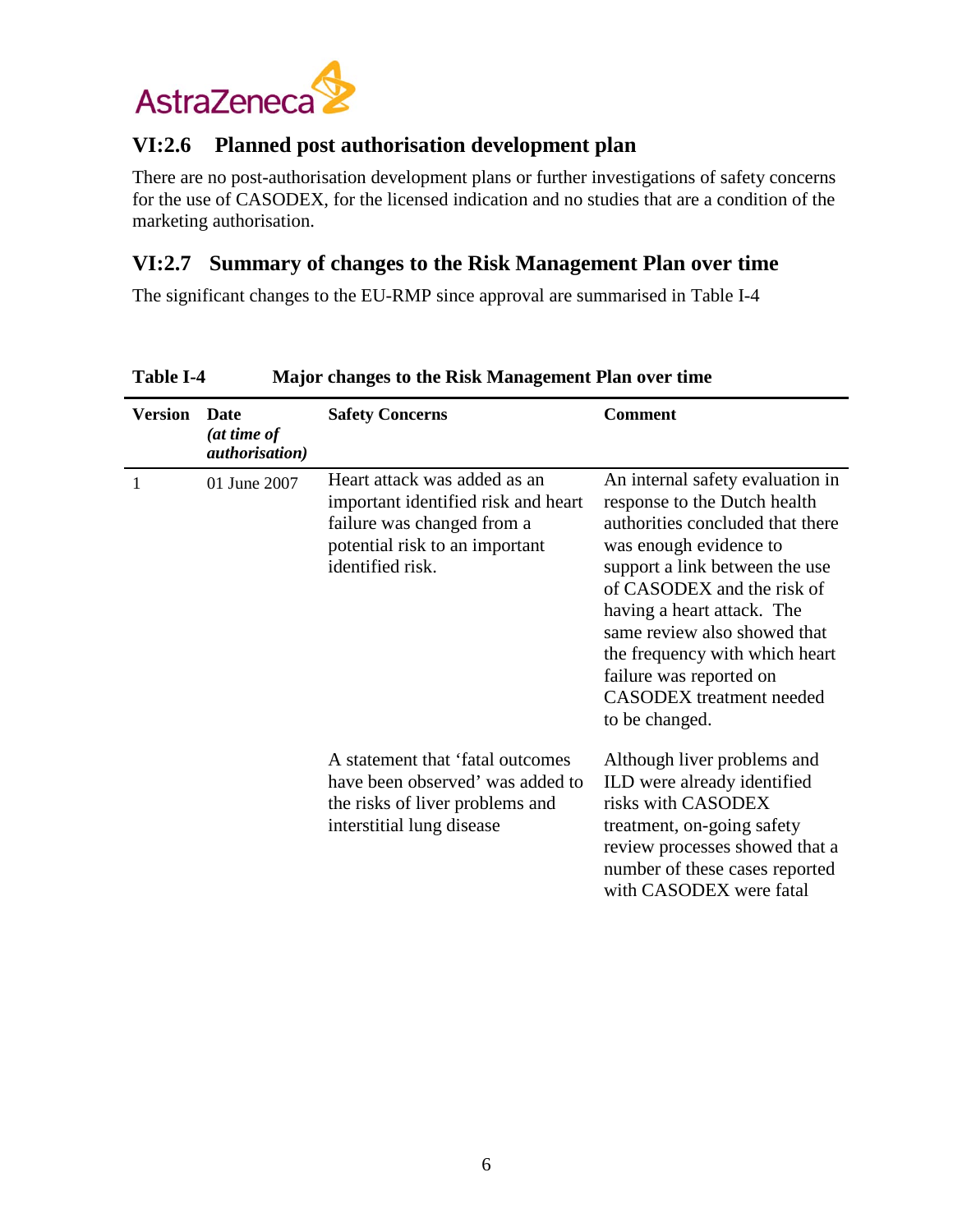## VI:2.6 Planned post authorisation development plan

There are no post-authorisation development plans or further investigations of safety concerns for the use of CASODEX, for the licensed indication and no studies that are a condition of the marketing authorisation.

## VI:2.7 Summary of changes to the Risk Management Plan over time

The significant changes to the EU-RMP since approval are summarised in Table I-4

**Table I-4 Major changes to the Risk Management Plan over time**

| Version | Date *(at time of authorisation)* | Safety Concerns | Comment |
|---|---|---|---|
| 1 | 01 June 2007 | Heart attack was added as an important identified risk and heart failure was changed from a potential risk to an important identified risk. | An internal safety evaluation in response to the Dutch health authorities concluded that there was enough evidence to support a link between the use of CASODEX and the risk of having a heart attack. The same review also showed that the frequency with which heart failure was reported on CASODEX treatment needed to be changed. |
| | | A statement that 'fatal outcomes have been observed' was added to the risks of liver problems and interstitial lung disease | Although liver problems and ILD were already identified risks with CASODEX treatment, on-going safety review processes showed that a number of these cases reported with CASODEX were fatal |